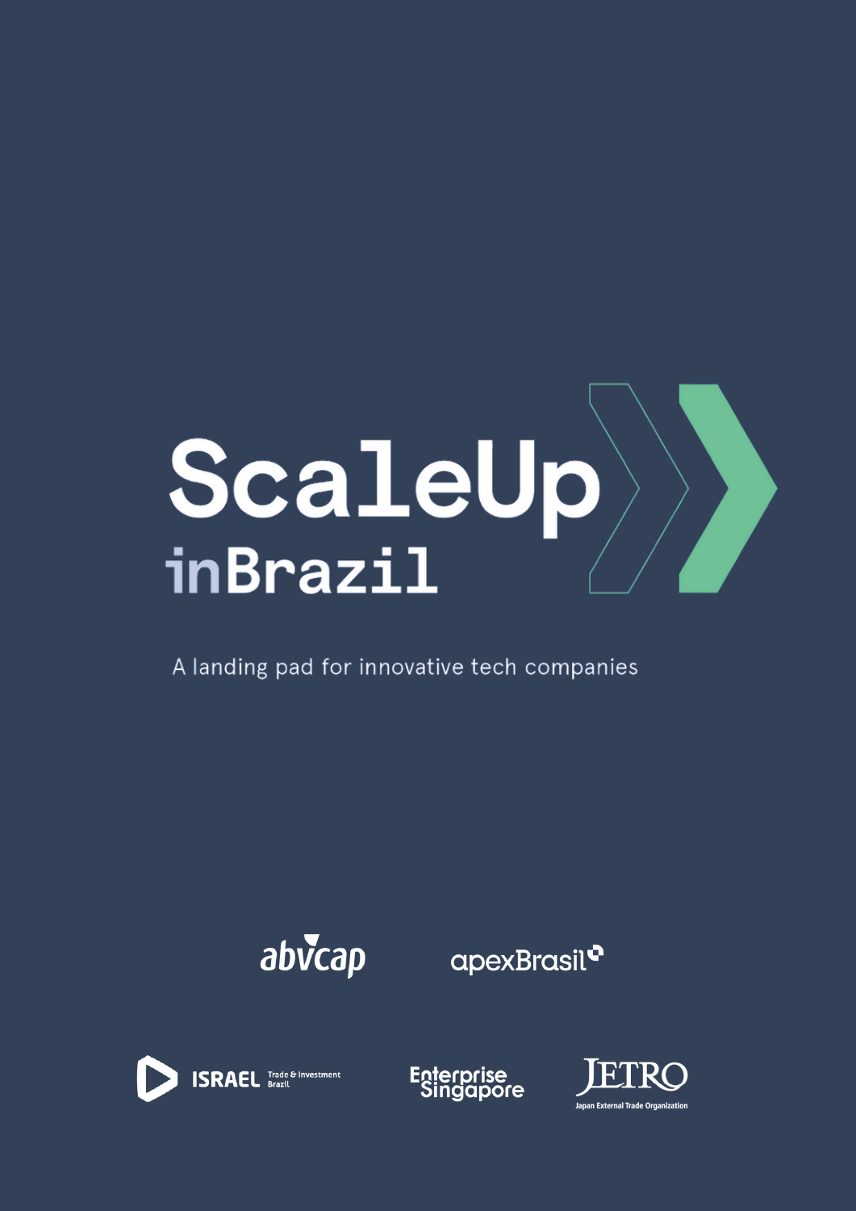# ScaleUp inBrazil

A landing pad for innovative tech companies

abvcap

apexBrasil

ISRAEL Trade & Investment Brazil

Enterprise Singapore

JETRO Japan External Trade Organization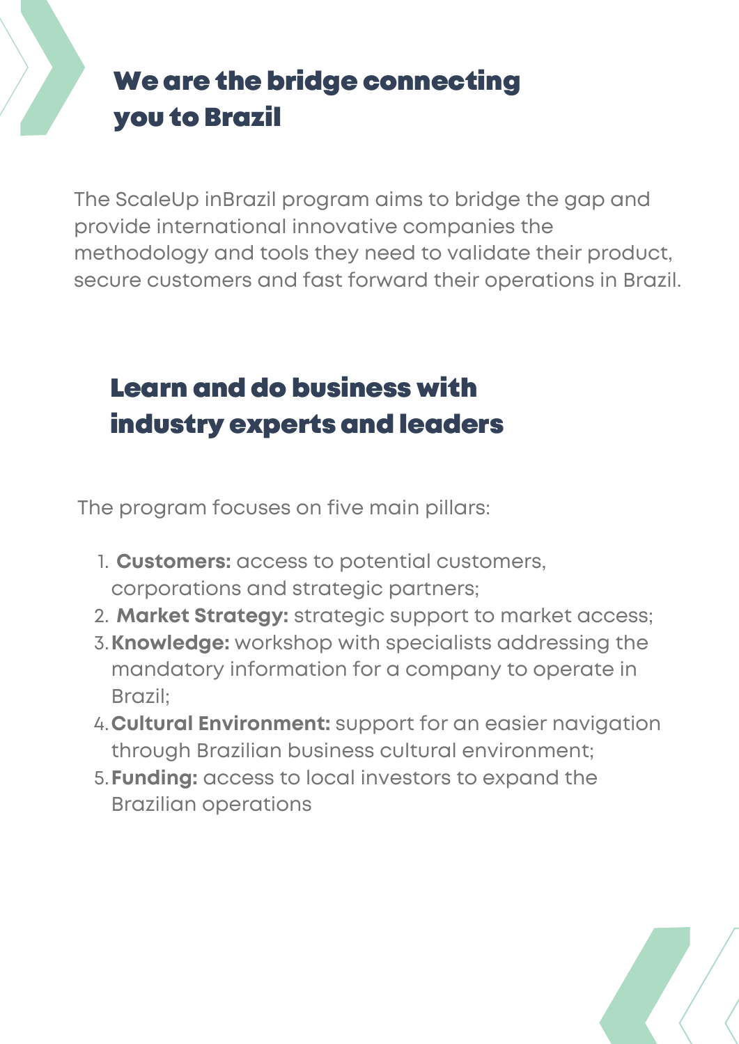## We are the bridge connecting you to Brazil

The ScaleUp inBrazil program aims to bridge the gap and provide international innovative companies the methodology and tools they need to validate their product, secure customers and fast forward their operations in Brazil.

## Learn and do business with industry experts and leaders

The program focuses on five main pillars:

1. **Customers:** access to potential customers, corporations and strategic partners;
2. **Market Strategy:** strategic support to market access;
3. **Knowledge:** workshop with specialists addressing the mandatory information for a company to operate in Brazil;
4. **Cultural Environment:** support for an easier navigation through Brazilian business cultural environment;
5. **Funding:** access to local investors to expand the Brazilian operations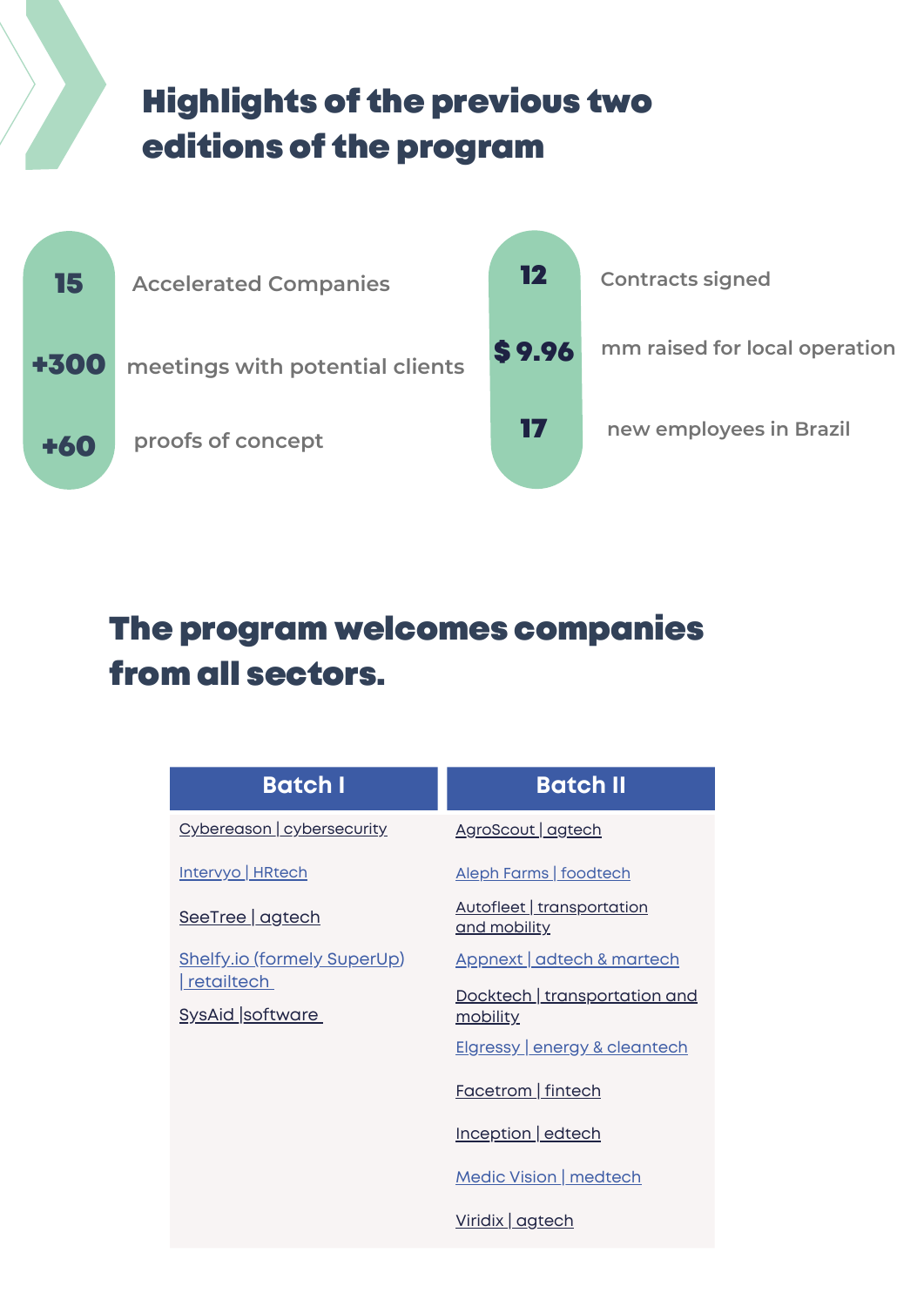## Highlights of the previous two editions of the program

- **15** Accelerated Companies
- **+300** meetings with potential clients
- **+60** proofs of concept
- **12** Contracts signed
- **$ 9.96** mm raised for local operation
- **17** new employees in Brazil

## The program welcomes companies from all sectors.

| Batch I | Batch II |
|---|---|
| Cybereason \| cybersecurity | AgroScout \| agtech |
| Intervyo \| HRtech | Aleph Farms \| foodtech |
| SeeTree \| agtech | Autofleet \| transportation and mobility |
| Shelfy.io (formely SuperUp) \| retailtech | Appnext \| adtech & martech |
| SysAid \|software | Docktech \| transportation and mobility |
| | Elgressy \| energy & cleantech |
| | Facetrom \| fintech |
| | Inception \| edtech |
| | Medic Vision \| medtech |
| | Viridix \| agtech |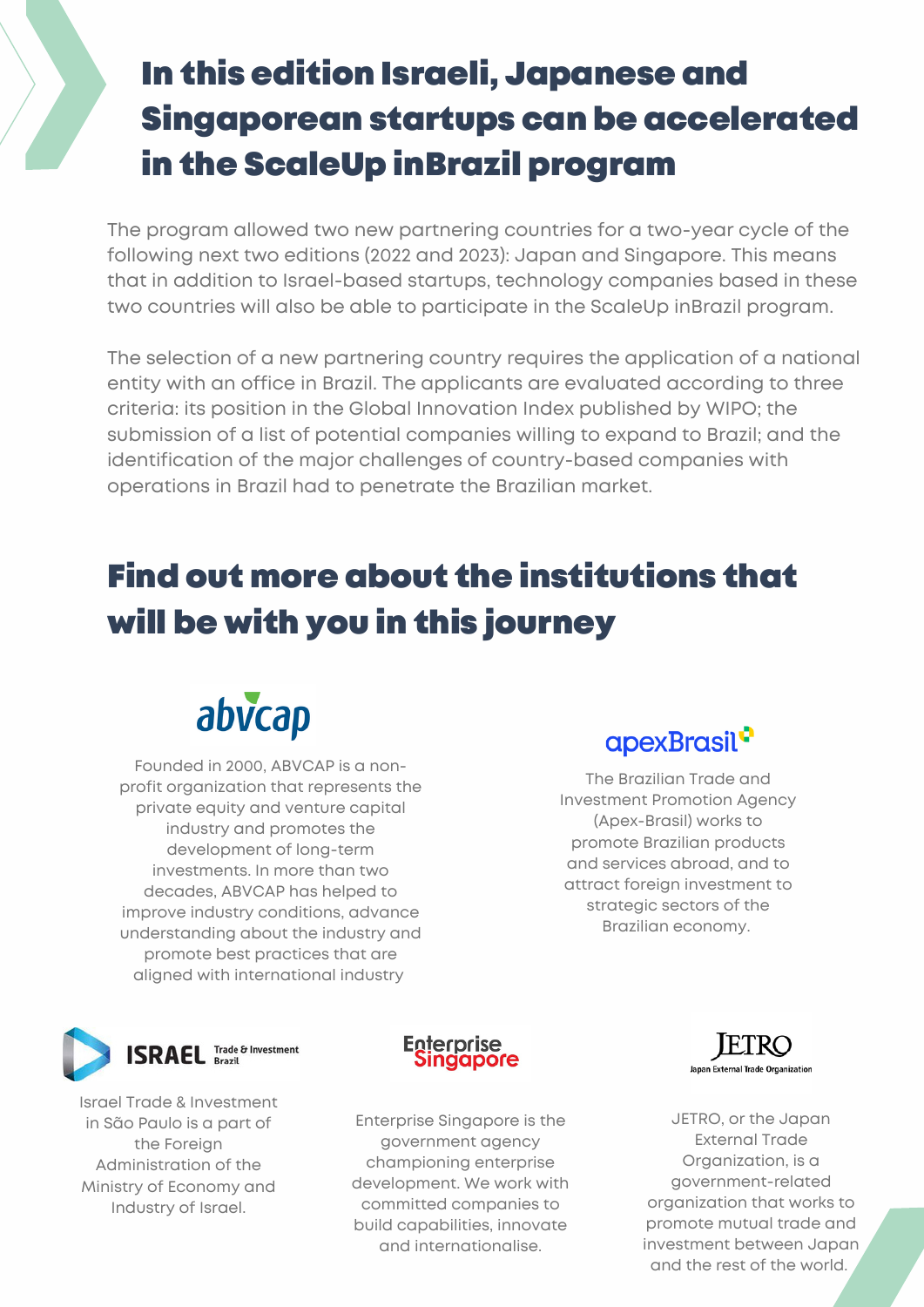# In this edition Israeli, Japanese and Singaporean startups can be accelerated in the ScaleUp inBrazil program

The program allowed two new partnering countries for a two-year cycle of the following next two editions (2022 and 2023): Japan and Singapore. This means that in addition to Israel-based startups, technology companies based in these two countries will also be able to participate in the ScaleUp inBrazil program.

The selection of a new partnering country requires the application of a national entity with an office in Brazil. The applicants are evaluated according to three criteria: its position in the Global Innovation Index published by WIPO; the submission of a list of potential companies willing to expand to Brazil; and the identification of the major challenges of country-based companies with operations in Brazil had to penetrate the Brazilian market.

# Find out more about the institutions that will be with you in this journey

**abvcap**

Founded in 2000, ABVCAP is a non-profit organization that represents the private equity and venture capital industry and promotes the development of long-term investments. In more than two decades, ABVCAP has helped to improve industry conditions, advance understanding about the industry and promote best practices that are aligned with international industry

**apexBrasil**

The Brazilian Trade and Investment Promotion Agency (Apex-Brasil) works to promote Brazilian products and services abroad, and to attract foreign investment to strategic sectors of the Brazilian economy.

**ISRAEL Trade & Investment Brazil**

Israel Trade & Investment in São Paulo is a part of the Foreign Administration of the Ministry of Economy and Industry of Israel.

**Enterprise Singapore**

Enterprise Singapore is the government agency championing enterprise development. We work with committed companies to build capabilities, innovate and internationalise.

**JETRO – Japan External Trade Organization**

JETRO, or the Japan External Trade Organization, is a government-related organization that works to promote mutual trade and investment between Japan and the rest of the world.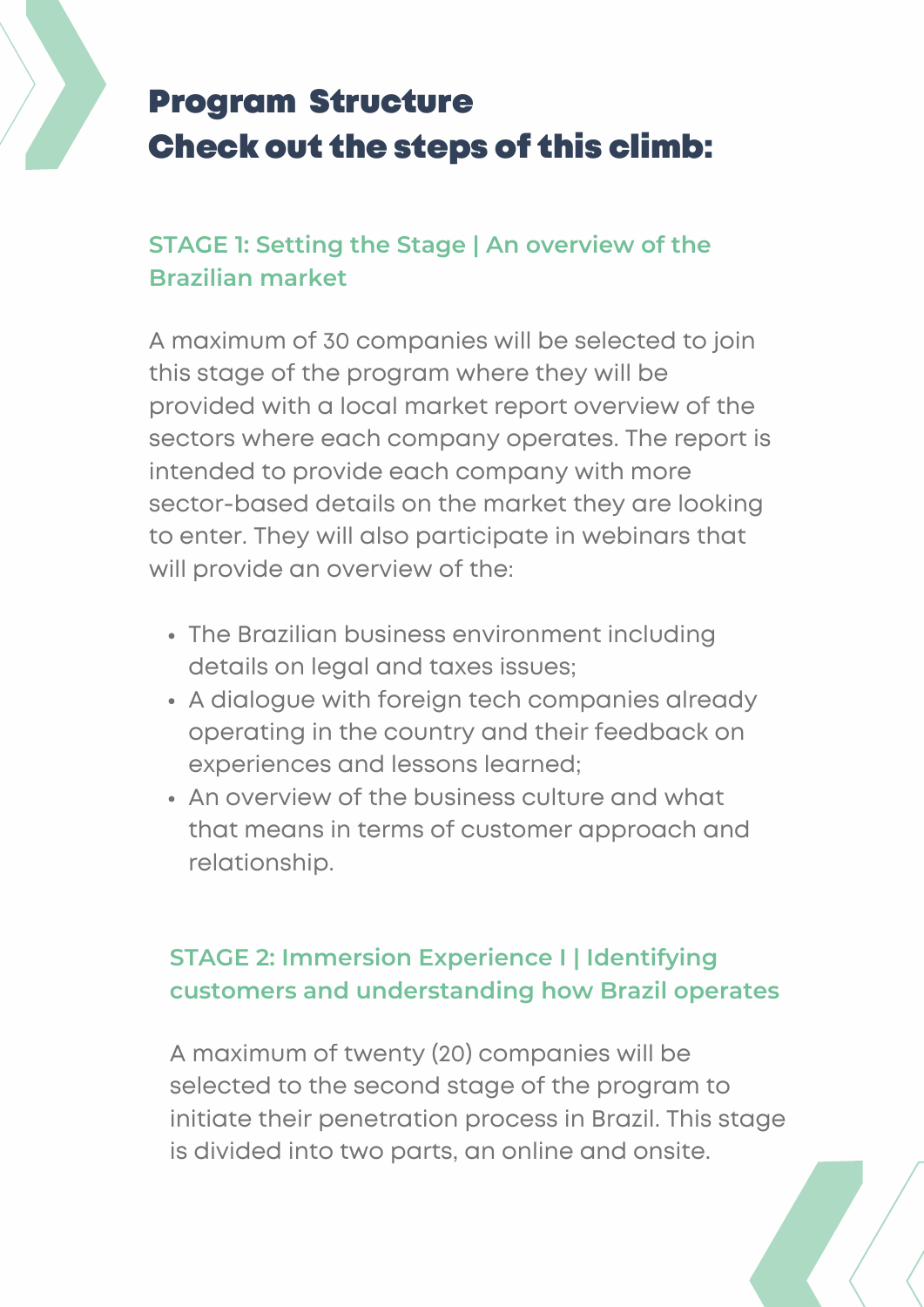# Program Structure
# Check out the steps of this climb:

### STAGE 1: Setting the Stage | An overview of the Brazilian market

A maximum of 30 companies will be selected to join this stage of the program where they will be provided with a local market report overview of the sectors where each company operates. The report is intended to provide each company with more sector-based details on the market they are looking to enter. They will also participate in webinars that will provide an overview of the:

- The Brazilian business environment including details on legal and taxes issues;
- A dialogue with foreign tech companies already operating in the country and their feedback on experiences and lessons learned;
- An overview of the business culture and what that means in terms of customer approach and relationship.

### STAGE 2: Immersion Experience I | Identifying customers and understanding how Brazil operates

A maximum of twenty (20) companies will be selected to the second stage of the program to initiate their penetration process in Brazil. This stage is divided into two parts, an online and onsite.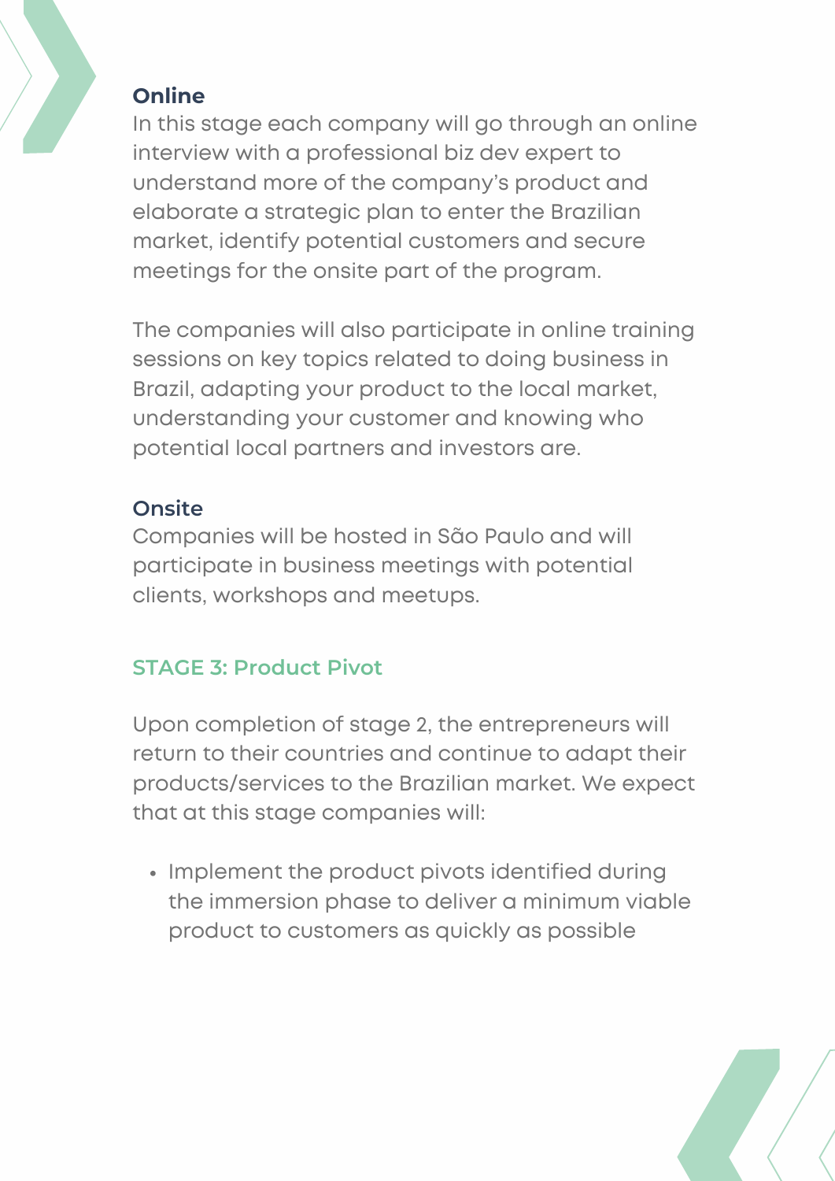**Online**

In this stage each company will go through an online interview with a professional biz dev expert to understand more of the company's product and elaborate a strategic plan to enter the Brazilian market, identify potential customers and secure meetings for the onsite part of the program.

The companies will also participate in online training sessions on key topics related to doing business in Brazil, adapting your product to the local market, understanding your customer and knowing who potential local partners and investors are.

**Onsite**

Companies will be hosted in São Paulo and will participate in business meetings with potential clients, workshops and meetups.

## STAGE 3: Product Pivot

Upon completion of stage 2, the entrepreneurs will return to their countries and continue to adapt their products/services to the Brazilian market. We expect that at this stage companies will:

- Implement the product pivots identified during the immersion phase to deliver a minimum viable product to customers as quickly as possible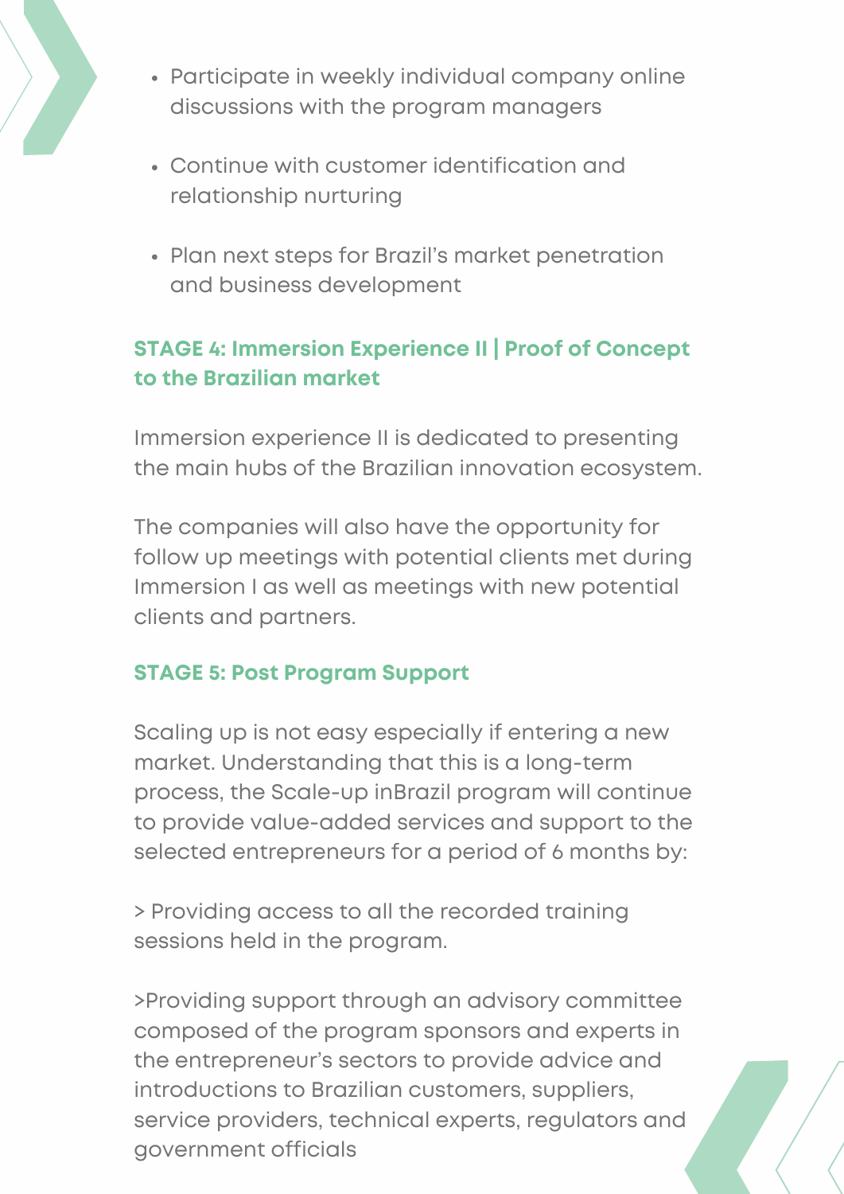- Participate in weekly individual company online discussions with the program managers
- Continue with customer identification and relationship nurturing
- Plan next steps for Brazil's market penetration and business development

### STAGE 4: Immersion Experience II | Proof of Concept to the Brazilian market

Immersion experience II is dedicated to presenting the main hubs of the Brazilian innovation ecosystem.

The companies will also have the opportunity for follow up meetings with potential clients met during Immersion I as well as meetings with new potential clients and partners.

### STAGE 5: Post Program Support

Scaling up is not easy especially if entering a new market. Understanding that this is a long-term process, the Scale-up inBrazil program will continue to provide value-added services and support to the selected entrepreneurs for a period of 6 months by:

> Providing access to all the recorded training sessions held in the program.

>Providing support through an advisory committee composed of the program sponsors and experts in the entrepreneur's sectors to provide advice and introductions to Brazilian customers, suppliers, service providers, technical experts, regulators and government officials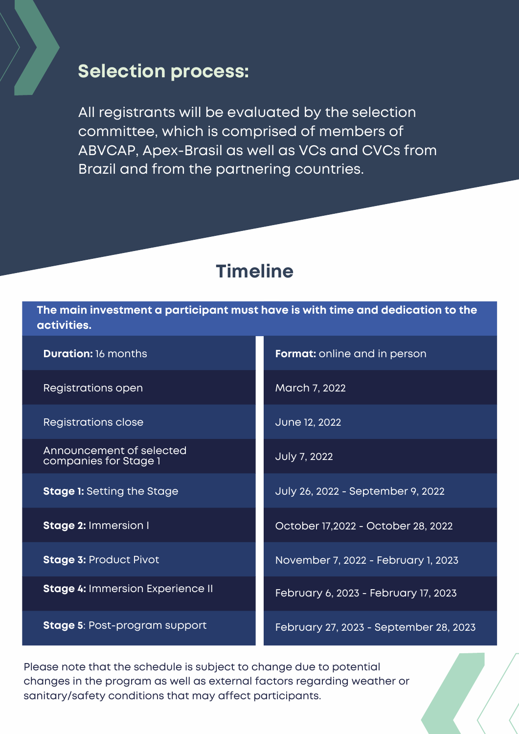## Selection process:

All registrants will be evaluated by the selection committee, which is comprised of members of ABVCAP, Apex-Brasil as well as VCs and CVCs from Brazil and from the partnering countries.

## Timeline

| The main investment a participant must have is with time and dedication to the activities. | |
|---|---|
| **Duration:** 16 months | **Format:** online and in person |
| Registrations open | March 7, 2022 |
| Registrations close | June 12, 2022 |
| Announcement of selected companies for Stage 1 | July 7, 2022 |
| **Stage 1:** Setting the Stage | July 26, 2022 - September 9, 2022 |
| **Stage 2:** Immersion I | October 17,2022 - October 28, 2022 |
| **Stage 3:** Product Pivot | November 7, 2022 - February 1, 2023 |
| **Stage 4:** Immersion Experience II | February 6, 2023 - February 17, 2023 |
| **Stage 5**: Post-program support | February 27, 2023 - September 28, 2023 |

Please note that the schedule is subject to change due to potential changes in the program as well as external factors regarding weather or sanitary/safety conditions that may affect participants.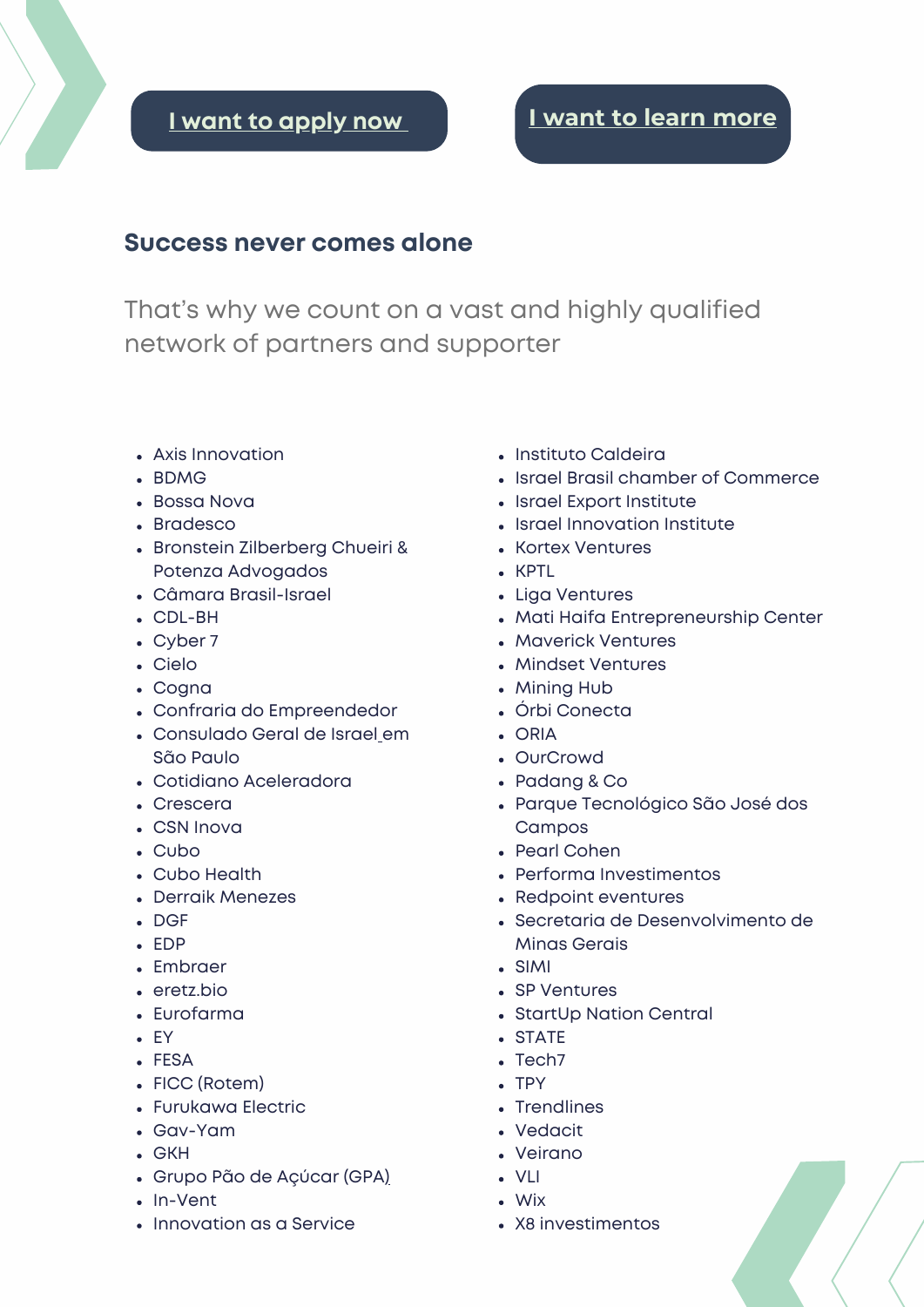[I want to apply now](#) [I want to learn more](#)

## Success never comes alone

That's why we count on a vast and highly qualified network of partners and supporter

- Axis Innovation
- BDMG
- Bossa Nova
- Bradesco
- Bronstein Zilberberg Chueiri & Potenza Advogados
- Câmara Brasil-Israel
- CDL-BH
- Cyber 7
- Cielo
- Cogna
- Confraria do Empreendedor
- Consulado Geral de Israel em São Paulo
- Cotidiano Aceleradora
- Crescera
- CSN Inova
- Cubo
- Cubo Health
- Derraik Menezes
- DGF
- EDP
- Embraer
- eretz.bio
- Eurofarma
- EY
- FESA
- FICC (Rotem)
- Furukawa Electric
- Gav-Yam
- GKH
- Grupo Pão de Açúcar (GPA)
- In-Vent
- Innovation as a Service
- Instituto Caldeira
- Israel Brasil chamber of Commerce
- Israel Export Institute
- Israel Innovation Institute
- Kortex Ventures
- KPTL
- Liga Ventures
- Mati Haifa Entrepreneurship Center
- Maverick Ventures
- Mindset Ventures
- Mining Hub
- Órbi Conecta
- ORIA
- OurCrowd
- Padang & Co
- Parque Tecnológico São José dos Campos
- Pearl Cohen
- Performa Investimentos
- Redpoint eventures
- Secretaria de Desenvolvimento de Minas Gerais
- SIMI
- SP Ventures
- StartUp Nation Central
- STATE
- Tech7
- TPY
- Trendlines
- Vedacit
- Veirano
- VLI
- Wix
- X8 investimentos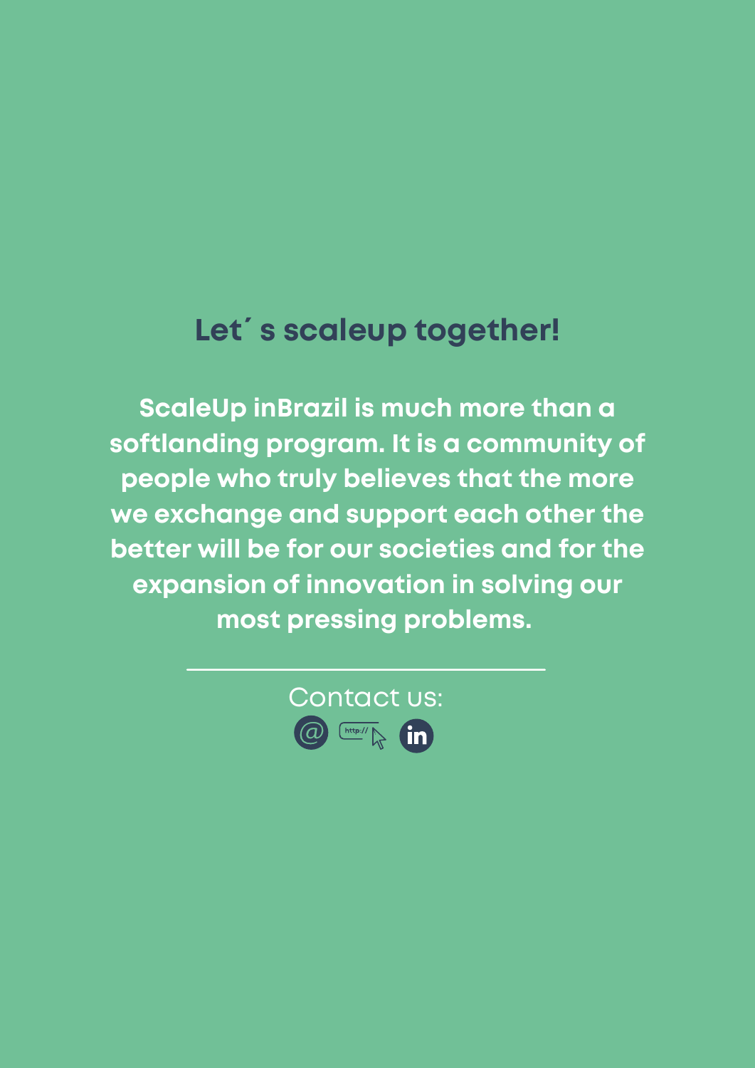## Let´ s scaleup together!

**ScaleUp inBrazil is much more than a softlanding program. It is a community of people who truly believes that the more we exchange and support each other the better will be for our societies and for the expansion of innovation in solving our most pressing problems.**

---

Contact us: